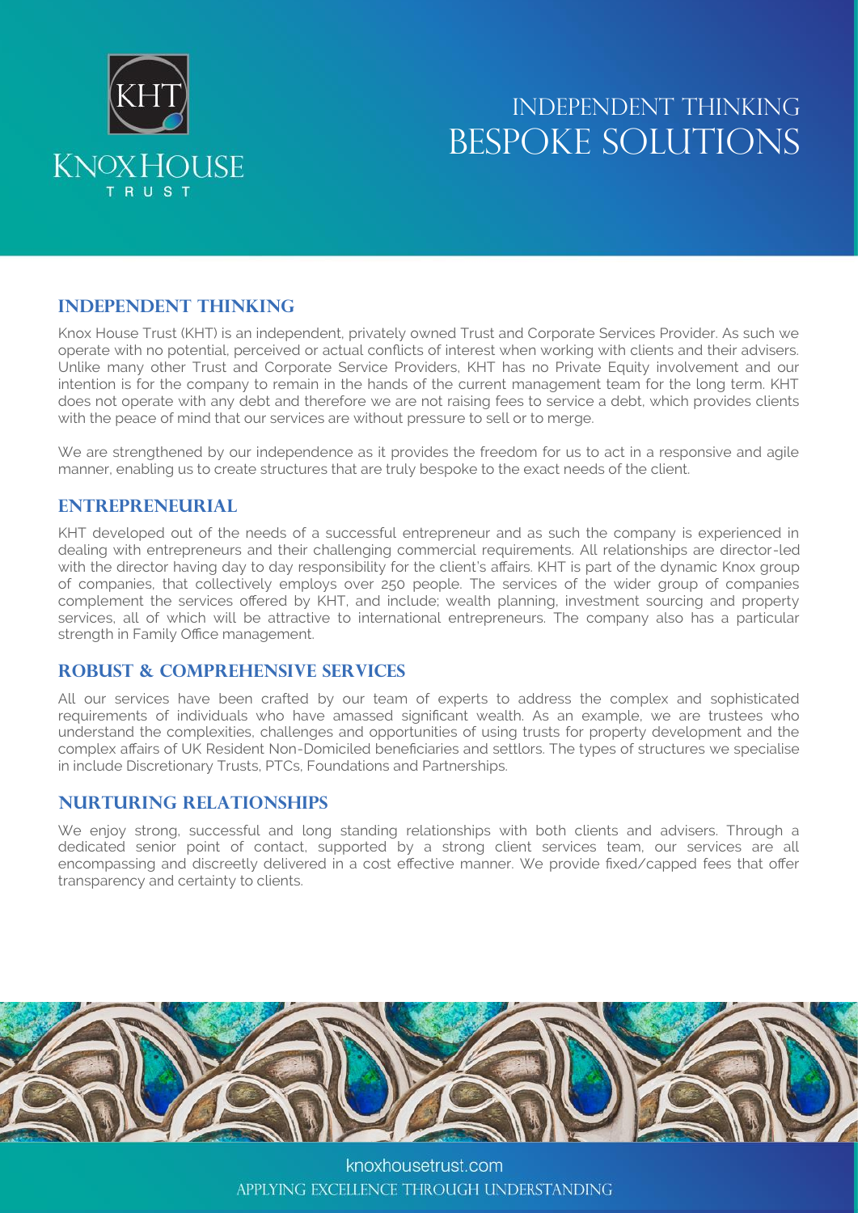KNOX HOUSE TRUST

# INDEPENDENT THINKING
# BESPOKE SOLUTIONS

## INDEPENDENT THINKING

Knox House Trust (KHT) is an independent, privately owned Trust and Corporate Services Provider. As such we operate with no potential, perceived or actual conflicts of interest when working with clients and their advisers. Unlike many other Trust and Corporate Service Providers, KHT has no Private Equity involvement and our intention is for the company to remain in the hands of the current management team for the long term. KHT does not operate with any debt and therefore we are not raising fees to service a debt, which provides clients with the peace of mind that our services are without pressure to sell or to merge.

We are strengthened by our independence as it provides the freedom for us to act in a responsive and agile manner, enabling us to create structures that are truly bespoke to the exact needs of the client.

## ENTREPRENEURIAL

KHT developed out of the needs of a successful entrepreneur and as such the company is experienced in dealing with entrepreneurs and their challenging commercial requirements. All relationships are director-led with the director having day to day responsibility for the client's affairs. KHT is part of the dynamic Knox group of companies, that collectively employs over 250 people. The services of the wider group of companies complement the services offered by KHT, and include; wealth planning, investment sourcing and property services, all of which will be attractive to international entrepreneurs. The company also has a particular strength in Family Office management.

## ROBUST & COMPREHENSIVE SERVICES

All our services have been crafted by our team of experts to address the complex and sophisticated requirements of individuals who have amassed significant wealth. As an example, we are trustees who understand the complexities, challenges and opportunities of using trusts for property development and the complex affairs of UK Resident Non-Domiciled beneficiaries and settlors. The types of structures we specialise in include Discretionary Trusts, PTCs, Foundations and Partnerships.

## NURTURING RELATIONSHIPS

We enjoy strong, successful and long standing relationships with both clients and advisers. Through a dedicated senior point of contact, supported by a strong client services team, our services are all encompassing and discreetly delivered in a cost effective manner. We provide fixed/capped fees that offer transparency and certainty to clients.

knoxhousetrust.com

APPLYING EXCELLENCE THROUGH UNDERSTANDING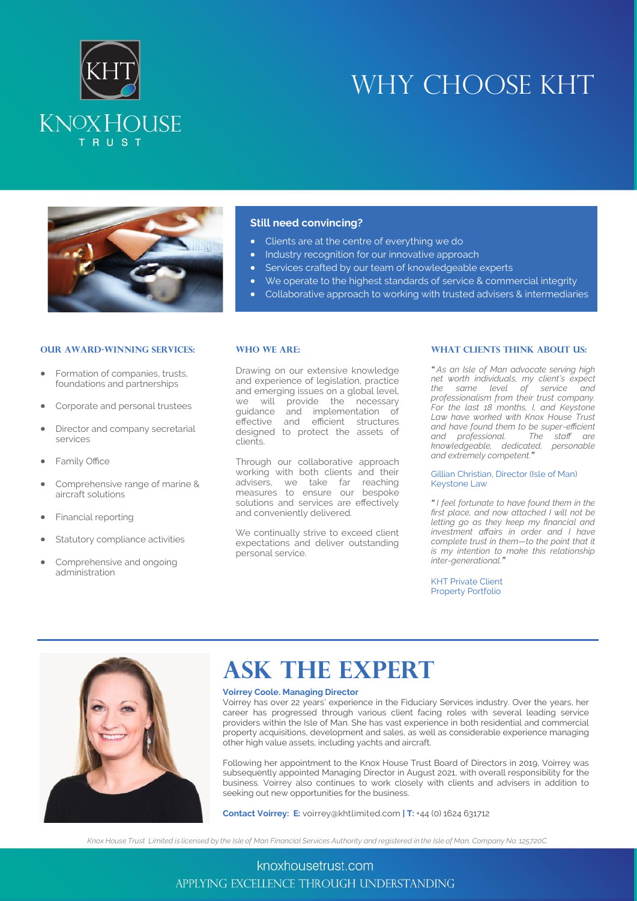KHT

KNOX HOUSE TRUST

# WHY CHOOSE KHT

**Still need convincing?**

- Clients are at the centre of everything we do
- Industry recognition for our innovative approach
- Services crafted by our team of knowledgeable experts
- We operate to the highest standards of service & commercial integrity
- Collaborative approach to working with trusted advisers & intermediaries

### OUR AWARD-WINNING SERVICES:

- Formation of companies, trusts, foundations and partnerships
- Corporate and personal trustees
- Director and company secretarial services
- Family Office
- Comprehensive range of marine & aircraft solutions
- Financial reporting
- Statutory compliance activities
- Comprehensive and ongoing administration

### WHO WE ARE:

Drawing on our extensive knowledge and experience of legislation, practice and emerging issues on a global level, we will provide the necessary guidance and implementation of effective and efficient structures designed to protect the assets of clients.

Through our collaborative approach working with both clients and their advisers, we take far reaching measures to ensure our bespoke solutions and services are effectively and conveniently delivered.

We continually strive to exceed client expectations and deliver outstanding personal service.

### WHAT CLIENTS THINK ABOUT US:

*"As an Isle of Man advocate serving high net worth individuals, my client's expect the same level of service and professionalism from their trust company. For the last 18 months, I, and Keystone Law have worked with Knox House Trust and have found them to be super-efficient and professional. The staff are knowledgeable, dedicated, personable and extremely competent."*

Gillian Christian, Director (Isle of Man)
Keystone Law

*"I feel fortunate to have found them in the first place, and now attached I will not be letting go as they keep my financial and investment affairs in order and I have complete trust in them—to the point that it is my intention to make this relationship inter-generational."*

KHT Private Client
Property Portfolio

# ASK THE EXPERT

**Voirrey Coole. Managing Director**

Voirrey has over 22 years' experience in the Fiduciary Services industry. Over the years, her career has progressed through various client facing roles with several leading service providers within the Isle of Man. She has vast experience in both residential and commercial property acquisitions, development and sales, as well as considerable experience managing other high value assets, including yachts and aircraft.

Following her appointment to the Knox House Trust Board of Directors in 2019, Voirrey was subsequently appointed Managing Director in August 2021, with overall responsibility for the business. Voirrey also continues to work closely with clients and advisers in addition to seeking out new opportunities for the business.

**Contact Voirrey: E:** voirrey@khtlimited.com **| T:** +44 (0) 1624 631712

*Knox House Trust Limited is licensed by the Isle of Man Financial Services Authority and registered in the Isle of Man. Company No: 125720C.*

knoxhousetrust.com

APPLYING EXCELLENCE THROUGH UNDERSTANDING